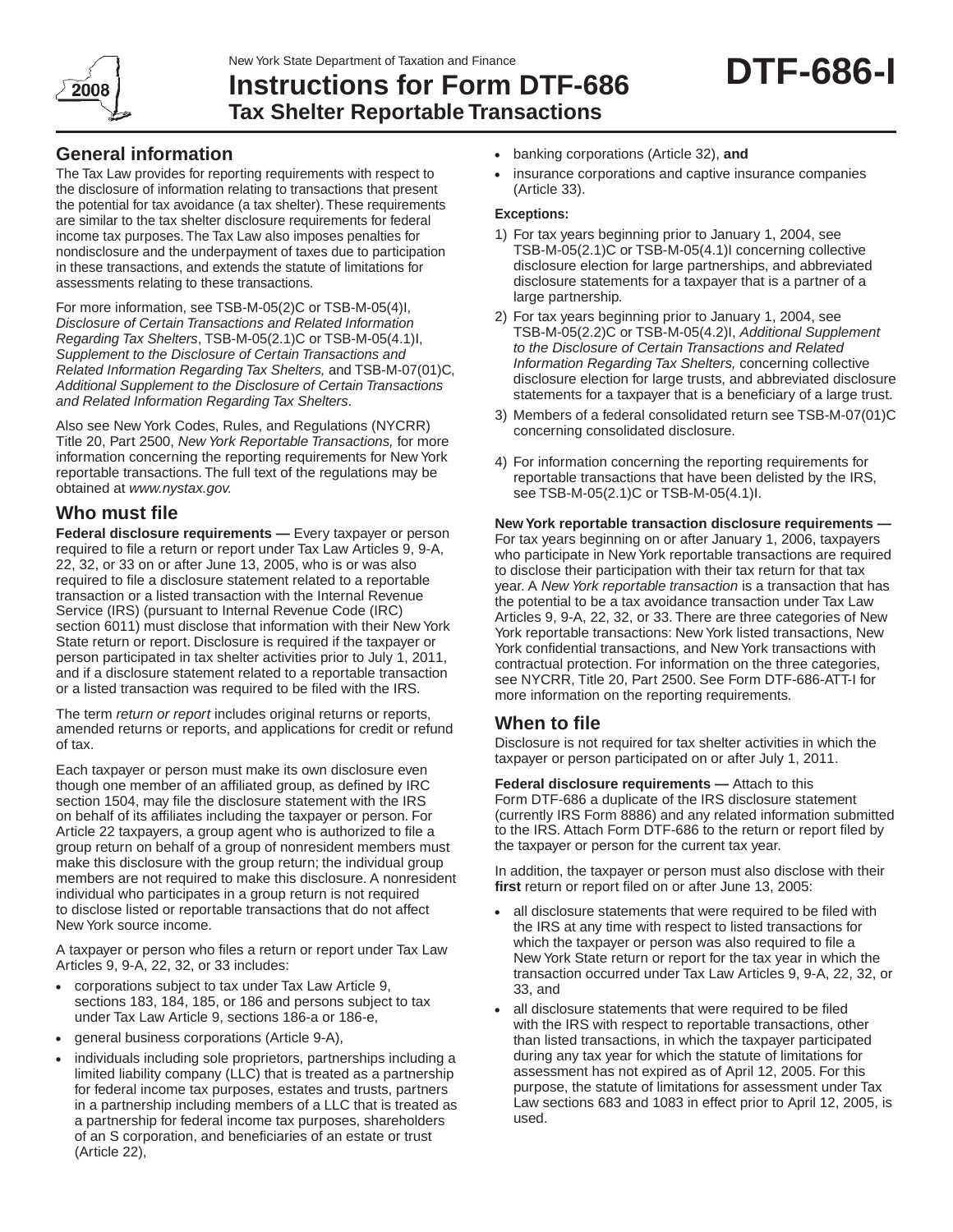New York State Department of Taxation and Finance

# Instructions for Form DTF-686 Tax Shelter Reportable Transactions

# DTF-686-I

2008

## General information

The Tax Law provides for reporting requirements with respect to the disclosure of information relating to transactions that present the potential for tax avoidance (a tax shelter). These requirements are similar to the tax shelter disclosure requirements for federal income tax purposes. The Tax Law also imposes penalties for nondisclosure and the underpayment of taxes due to participation in these transactions, and extends the statute of limitations for assessments relating to these transactions.

For more information, see TSB-M-05(2)C or TSB-M-05(4)I, *Disclosure of Certain Transactions and Related Information Regarding Tax Shelters*, TSB-M-05(2.1)C or TSB-M-05(4.1)I, *Supplement to the Disclosure of Certain Transactions and Related Information Regarding Tax Shelters,* and TSB-M-07(01)C, *Additional Supplement to the Disclosure of Certain Transactions and Related Information Regarding Tax Shelters*.

Also see New York Codes, Rules, and Regulations (NYCRR) Title 20, Part 2500, *New York Reportable Transactions,* for more information concerning the reporting requirements for New York reportable transactions. The full text of the regulations may be obtained at *www.nystax.gov.*

## Who must file

**Federal disclosure requirements —** Every taxpayer or person required to file a return or report under Tax Law Articles 9, 9-A, 22, 32, or 33 on or after June 13, 2005, who is or was also required to file a disclosure statement related to a reportable transaction or a listed transaction with the Internal Revenue Service (IRS) (pursuant to Internal Revenue Code (IRC) section 6011) must disclose that information with their New York State return or report. Disclosure is required if the taxpayer or person participated in tax shelter activities prior to July 1, 2011, and if a disclosure statement related to a reportable transaction or a listed transaction was required to be filed with the IRS.

The term *return or report* includes original returns or reports, amended returns or reports, and applications for credit or refund of tax.

Each taxpayer or person must make its own disclosure even though one member of an affiliated group, as defined by IRC section 1504, may file the disclosure statement with the IRS on behalf of its affiliates including the taxpayer or person. For Article 22 taxpayers, a group agent who is authorized to file a group return on behalf of a group of nonresident members must make this disclosure with the group return; the individual group members are not required to make this disclosure. A nonresident individual who participates in a group return is not required to disclose listed or reportable transactions that do not affect New York source income.

A taxpayer or person who files a return or report under Tax Law Articles 9, 9-A, 22, 32, or 33 includes:

- corporations subject to tax under Tax Law Article 9, sections 183, 184, 185, or 186 and persons subject to tax under Tax Law Article 9, sections 186-a or 186-e,
- general business corporations (Article 9-A),
- individuals including sole proprietors, partnerships including a limited liability company (LLC) that is treated as a partnership for federal income tax purposes, estates and trusts, partners in a partnership including members of a LLC that is treated as a partnership for federal income tax purposes, shareholders of an S corporation, and beneficiaries of an estate or trust (Article 22),
- banking corporations (Article 32), **and**
- insurance corporations and captive insurance companies (Article 33).

**Exceptions:**

1) For tax years beginning prior to January 1, 2004, see TSB-M-05(2.1)C or TSB-M-05(4.1)I concerning collective disclosure election for large partnerships, and abbreviated disclosure statements for a taxpayer that is a partner of a large partnership.
2) For tax years beginning prior to January 1, 2004, see TSB-M-05(2.2)C or TSB-M-05(4.2)I, *Additional Supplement to the Disclosure of Certain Transactions and Related Information Regarding Tax Shelters,* concerning collective disclosure election for large trusts, and abbreviated disclosure statements for a taxpayer that is a beneficiary of a large trust.
3) Members of a federal consolidated return see TSB-M-07(01)C concerning consolidated disclosure.
4) For information concerning the reporting requirements for reportable transactions that have been delisted by the IRS, see TSB-M-05(2.1)C or TSB-M-05(4.1)I.

**New York reportable transaction disclosure requirements —** For tax years beginning on or after January 1, 2006, taxpayers who participate in New York reportable transactions are required to disclose their participation with their tax return for that tax year. A *New York reportable transaction* is a transaction that has the potential to be a tax avoidance transaction under Tax Law Articles 9, 9-A, 22, 32, or 33. There are three categories of New York reportable transactions: New York listed transactions, New York confidential transactions, and New York transactions with contractual protection. For information on the three categories, see NYCRR, Title 20, Part 2500. See Form DTF-686-ATT-I for more information on the reporting requirements.

## When to file

Disclosure is not required for tax shelter activities in which the taxpayer or person participated on or after July 1, 2011.

**Federal disclosure requirements —** Attach to this Form DTF-686 a duplicate of the IRS disclosure statement (currently IRS Form 8886) and any related information submitted to the IRS. Attach Form DTF-686 to the return or report filed by the taxpayer or person for the current tax year.

In addition, the taxpayer or person must also disclose with their **first** return or report filed on or after June 13, 2005:

- all disclosure statements that were required to be filed with the IRS at any time with respect to listed transactions for which the taxpayer or person was also required to file a New York State return or report for the tax year in which the transaction occurred under Tax Law Articles 9, 9-A, 22, 32, or 33, and
- all disclosure statements that were required to be filed with the IRS with respect to reportable transactions, other than listed transactions, in which the taxpayer participated during any tax year for which the statute of limitations for assessment has not expired as of April 12, 2005. For this purpose, the statute of limitations for assessment under Tax Law sections 683 and 1083 in effect prior to April 12, 2005, is used.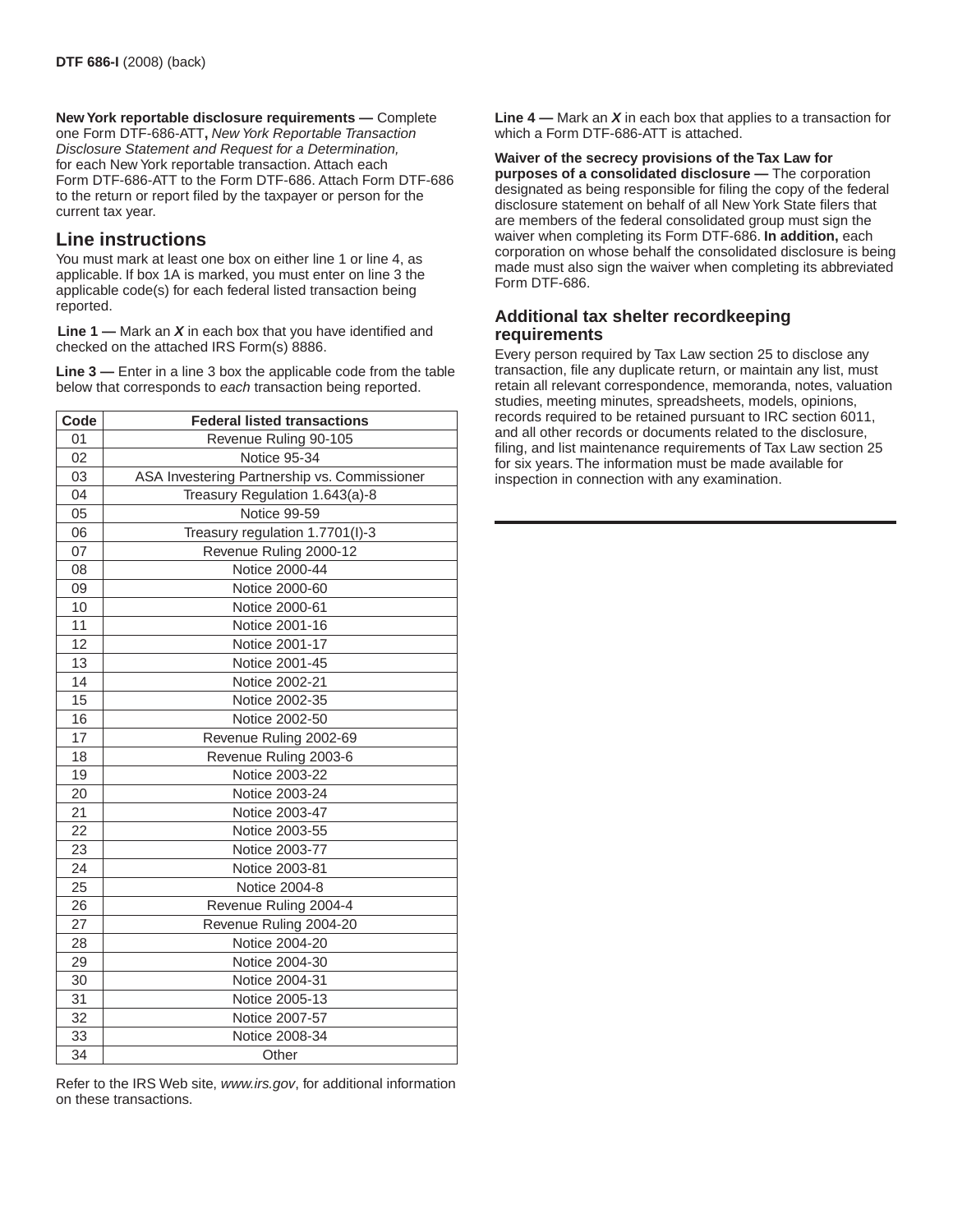**New York reportable disclosure requirements —** Complete one Form DTF-686-ATT**,** *New York Reportable Transaction Disclosure Statement and Request for a Determination,* for each New York reportable transaction. Attach each Form DTF-686-ATT to the Form DTF-686. Attach Form DTF-686 to the return or report filed by the taxpayer or person for the current tax year.

## Line instructions

You must mark at least one box on either line 1 or line 4, as applicable. If box 1A is marked, you must enter on line 3 the applicable code(s) for each federal listed transaction being reported.

**Line 1 —** Mark an ***X*** in each box that you have identified and checked on the attached IRS Form(s) 8886.

**Line 3 —** Enter in a line 3 box the applicable code from the table below that corresponds to *each* transaction being reported.

| Code | Federal listed transactions |
|---|---|
| 01 | Revenue Ruling 90-105 |
| 02 | Notice 95-34 |
| 03 | ASA Investering Partnership vs. Commissioner |
| 04 | Treasury Regulation 1.643(a)-8 |
| 05 | Notice 99-59 |
| 06 | Treasury regulation 1.7701(l)-3 |
| 07 | Revenue Ruling 2000-12 |
| 08 | Notice 2000-44 |
| 09 | Notice 2000-60 |
| 10 | Notice 2000-61 |
| 11 | Notice 2001-16 |
| 12 | Notice 2001-17 |
| 13 | Notice 2001-45 |
| 14 | Notice 2002-21 |
| 15 | Notice 2002-35 |
| 16 | Notice 2002-50 |
| 17 | Revenue Ruling 2002-69 |
| 18 | Revenue Ruling 2003-6 |
| 19 | Notice 2003-22 |
| 20 | Notice 2003-24 |
| 21 | Notice 2003-47 |
| 22 | Notice 2003-55 |
| 23 | Notice 2003-77 |
| 24 | Notice 2003-81 |
| 25 | Notice 2004-8 |
| 26 | Revenue Ruling 2004-4 |
| 27 | Revenue Ruling 2004-20 |
| 28 | Notice 2004-20 |
| 29 | Notice 2004-30 |
| 30 | Notice 2004-31 |
| 31 | Notice 2005-13 |
| 32 | Notice 2007-57 |
| 33 | Notice 2008-34 |
| 34 | Other |

Refer to the IRS Web site, *www.irs.gov*, for additional information on these transactions.

**Line 4 —** Mark an ***X*** in each box that applies to a transaction for which a Form DTF-686-ATT is attached.

**Waiver of the secrecy provisions of the Tax Law for purposes of a consolidated disclosure —** The corporation designated as being responsible for filing the copy of the federal disclosure statement on behalf of all New York State filers that are members of the federal consolidated group must sign the waiver when completing its Form DTF-686. **In addition,** each corporation on whose behalf the consolidated disclosure is being made must also sign the waiver when completing its abbreviated Form DTF-686.

### Additional tax shelter recordkeeping requirements

Every person required by Tax Law section 25 to disclose any transaction, file any duplicate return, or maintain any list, must retain all relevant correspondence, memoranda, notes, valuation studies, meeting minutes, spreadsheets, models, opinions, records required to be retained pursuant to IRC section 6011, and all other records or documents related to the disclosure, filing, and list maintenance requirements of Tax Law section 25 for six years. The information must be made available for inspection in connection with any examination.